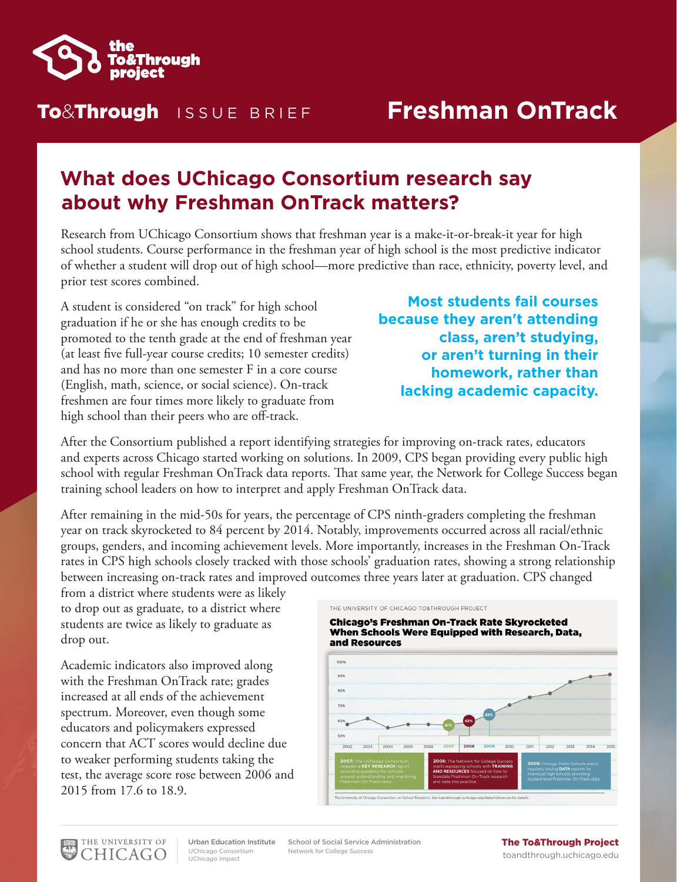# To&Through ISSUE BRIEF — Freshman OnTrack

## What does UChicago Consortium research say about why Freshman OnTrack matters?

Research from UChicago Consortium shows that freshman year is a make-it-or-break-it year for high school students. Course performance in the freshman year of high school is the most predictive indicator of whether a student will drop out of high school—more predictive than race, ethnicity, poverty level, and prior test scores combined.

A student is considered "on track" for high school graduation if he or she has enough credits to be promoted to the tenth grade at the end of freshman year (at least five full-year course credits; 10 semester credits) and has no more than one semester F in a core course (English, math, science, or social science). On-track freshmen are four times more likely to graduate from high school than their peers who are off-track.

**Most students fail courses because they aren't attending class, aren't studying, or aren't turning in their homework, rather than lacking academic capacity.**

After the Consortium published a report identifying strategies for improving on-track rates, educators and experts across Chicago started working on solutions. In 2009, CPS began providing every public high school with regular Freshman OnTrack data reports. That same year, the Network for College Success began training school leaders on how to interpret and apply Freshman OnTrack data.

After remaining in the mid-50s for years, the percentage of CPS ninth-graders completing the freshman year on track skyrocketed to 84 percent by 2014. Notably, improvements occurred across all racial/ethnic groups, genders, and incoming achievement levels. More importantly, increases in the Freshman On-Track rates in CPS high schools closely tracked with those schools' graduation rates, showing a strong relationship between increasing on-track rates and improved outcomes three years later at graduation. CPS changed from a district where students were as likely to drop out as graduate, to a district where students are twice as likely to graduate as drop out.

Academic indicators also improved along with the Freshman OnTrack rate; grades increased at all ends of the achievement spectrum. Moreover, even though some educators and policymakers expressed concern that ACT scores would decline due to weaker performing students taking the test, the average score rose between 2006 and 2015 from 17.6 to 18.9.

THE UNIVERSITY OF CHICAGO TO&THROUGH PROJECT

**Chicago's Freshman On-Track Rate Skyrocketed When Schools Were Equipped with Research, Data, and Resources**

(Chart: on-track rate, 2002–2015, with marked points 61% in 2007, 62% in 2008, 65% in 2009)

- **2007:** The UChicago Consortium releases a **KEY RESEARCH** report providing guidance for schools around understanding and improving Freshman On-Track rates
- **2008:** The Network for College Success starts equipping schools with **TRAINING AND RESOURCES** focused on how to translate Freshman On-Track research and data into practice
- **2009:** Chicago Public Schools starts regularly issuing **DATA** reports for individual high schools, providing student-level Freshman On-Track data

The University of Chicago Consortium on School Research. See toandthrough.uchicago.edu/data/references for details.

THE UNIVERSITY OF CHICAGO | Urban Education Institute, UChicago Consortium, UChicago Impact | School of Social Service Administration, Network for College Success | **The To&Through Project** toandthrough.uchicago.edu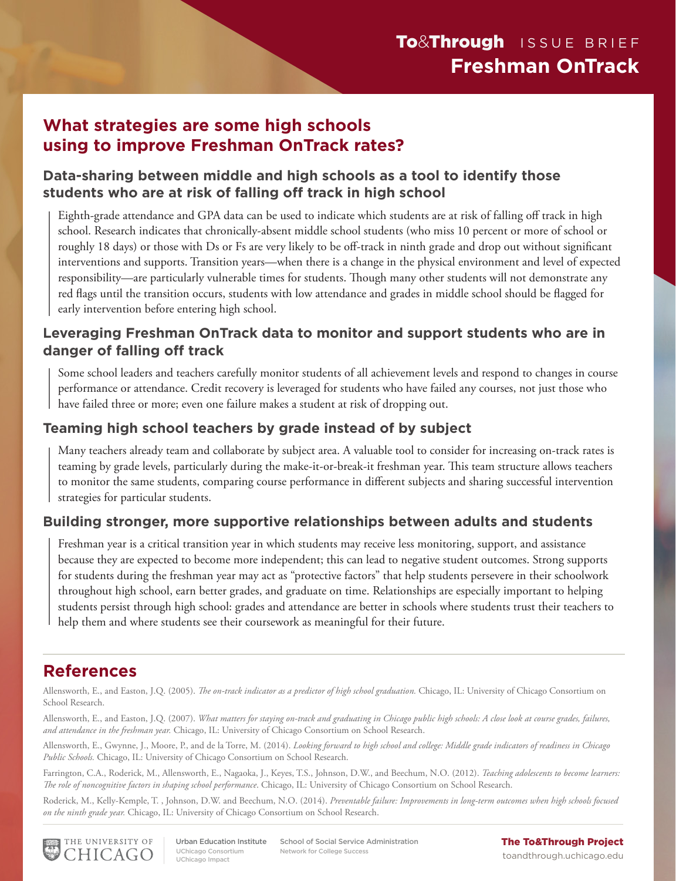# What strategies are some high schools using to improve Freshman OnTrack rates?

## Data-sharing between middle and high schools as a tool to identify those students who are at risk of falling off track in high school

Eighth-grade attendance and GPA data can be used to indicate which students are at risk of falling off track in high school. Research indicates that chronically-absent middle school students (who miss 10 percent or more of school or roughly 18 days) or those with Ds or Fs are very likely to be off-track in ninth grade and drop out without significant interventions and supports. Transition years—when there is a change in the physical environment and level of expected responsibility—are particularly vulnerable times for students. Though many other students will not demonstrate any red flags until the transition occurs, students with low attendance and grades in middle school should be flagged for early intervention before entering high school.

## Leveraging Freshman OnTrack data to monitor and support students who are in danger of falling off track

Some school leaders and teachers carefully monitor students of all achievement levels and respond to changes in course performance or attendance. Credit recovery is leveraged for students who have failed any courses, not just those who have failed three or more; even one failure makes a student at risk of dropping out.

## Teaming high school teachers by grade instead of by subject

Many teachers already team and collaborate by subject area. A valuable tool to consider for increasing on-track rates is teaming by grade levels, particularly during the make-it-or-break-it freshman year. This team structure allows teachers to monitor the same students, comparing course performance in different subjects and sharing successful intervention strategies for particular students.

## Building stronger, more supportive relationships between adults and students

Freshman year is a critical transition year in which students may receive less monitoring, support, and assistance because they are expected to become more independent; this can lead to negative student outcomes. Strong supports for students during the freshman year may act as "protective factors" that help students persevere in their schoolwork throughout high school, earn better grades, and graduate on time. Relationships are especially important to helping students persist through high school: grades and attendance are better in schools where students trust their teachers to help them and where students see their coursework as meaningful for their future.

# References

Allensworth, E., and Easton, J.Q. (2005). *The on-track indicator as a predictor of high school graduation.* Chicago, IL: University of Chicago Consortium on School Research.

Allensworth, E., and Easton, J.Q. (2007). *What matters for staying on-track and graduating in Chicago public high schools: A close look at course grades, failures, and attendance in the freshman year.* Chicago, IL: University of Chicago Consortium on School Research.

Allensworth, E., Gwynne, J., Moore, P., and de la Torre, M. (2014). *Looking forward to high school and college: Middle grade indicators of readiness in Chicago Public Schools.* Chicago, IL: University of Chicago Consortium on School Research.

Farrington, C.A., Roderick, M., Allensworth, E., Nagaoka, J., Keyes, T.S., Johnson, D.W., and Beechum, N.O. (2012). *Teaching adolescents to become learners: The role of noncognitive factors in shaping school performance*. Chicago, IL: University of Chicago Consortium on School Research.

Roderick, M., Kelly-Kemple, T. , Johnson, D.W. and Beechum, N.O. (2014). *Preventable failure: Improvements in long-term outcomes when high schools focused on the ninth grade year.* Chicago, IL: University of Chicago Consortium on School Research.

THE UNIVERSITY OF CHICAGO

Urban Education Institute
UChicago Consortium
UChicago Impact

School of Social Service Administration
Network for College Success

**The To&Through Project**
toandthrough.uchicago.edu